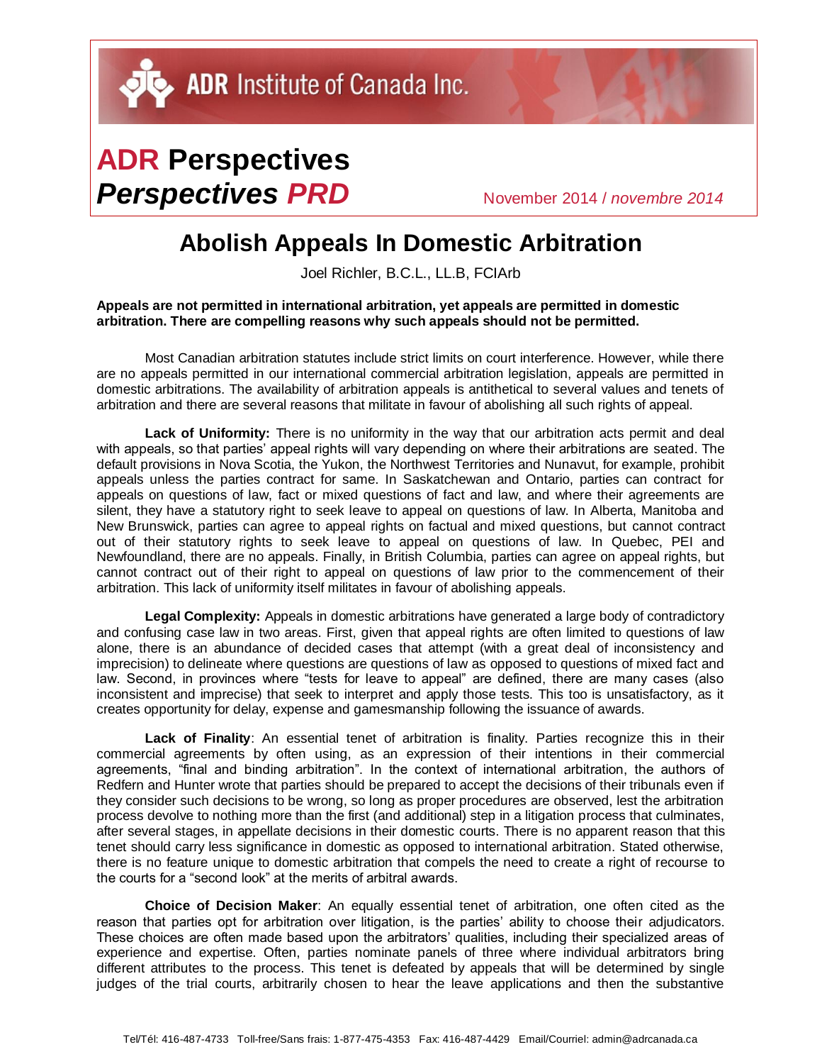ADR Institute of Canada Inc.

# ADR Perspectives *Perspectives PRD*

November 2014 / *novembre 2014*

## Abolish Appeals In Domestic Arbitration

Joel Richler, B.C.L., LL.B, FCIArb

**Appeals are not permitted in international arbitration, yet appeals are permitted in domestic arbitration. There are compelling reasons why such appeals should not be permitted.**

Most Canadian arbitration statutes include strict limits on court interference. However, while there are no appeals permitted in our international commercial arbitration legislation, appeals are permitted in domestic arbitrations. The availability of arbitration appeals is antithetical to several values and tenets of arbitration and there are several reasons that militate in favour of abolishing all such rights of appeal.

**Lack of Uniformity:** There is no uniformity in the way that our arbitration acts permit and deal with appeals, so that parties' appeal rights will vary depending on where their arbitrations are seated. The default provisions in Nova Scotia, the Yukon, the Northwest Territories and Nunavut, for example, prohibit appeals unless the parties contract for same. In Saskatchewan and Ontario, parties can contract for appeals on questions of law, fact or mixed questions of fact and law, and where their agreements are silent, they have a statutory right to seek leave to appeal on questions of law. In Alberta, Manitoba and New Brunswick, parties can agree to appeal rights on factual and mixed questions, but cannot contract out of their statutory rights to seek leave to appeal on questions of law. In Quebec, PEI and Newfoundland, there are no appeals. Finally, in British Columbia, parties can agree on appeal rights, but cannot contract out of their right to appeal on questions of law prior to the commencement of their arbitration. This lack of uniformity itself militates in favour of abolishing appeals.

**Legal Complexity:** Appeals in domestic arbitrations have generated a large body of contradictory and confusing case law in two areas. First, given that appeal rights are often limited to questions of law alone, there is an abundance of decided cases that attempt (with a great deal of inconsistency and imprecision) to delineate where questions are questions of law as opposed to questions of mixed fact and law. Second, in provinces where "tests for leave to appeal" are defined, there are many cases (also inconsistent and imprecise) that seek to interpret and apply those tests. This too is unsatisfactory, as it creates opportunity for delay, expense and gamesmanship following the issuance of awards.

**Lack of Finality**: An essential tenet of arbitration is finality. Parties recognize this in their commercial agreements by often using, as an expression of their intentions in their commercial agreements, "final and binding arbitration". In the context of international arbitration, the authors of Redfern and Hunter wrote that parties should be prepared to accept the decisions of their tribunals even if they consider such decisions to be wrong, so long as proper procedures are observed, lest the arbitration process devolve to nothing more than the first (and additional) step in a litigation process that culminates, after several stages, in appellate decisions in their domestic courts. There is no apparent reason that this tenet should carry less significance in domestic as opposed to international arbitration. Stated otherwise, there is no feature unique to domestic arbitration that compels the need to create a right of recourse to the courts for a "second look" at the merits of arbitral awards.

**Choice of Decision Maker**: An equally essential tenet of arbitration, one often cited as the reason that parties opt for arbitration over litigation, is the parties' ability to choose their adjudicators. These choices are often made based upon the arbitrators' qualities, including their specialized areas of experience and expertise. Often, parties nominate panels of three where individual arbitrators bring different attributes to the process. This tenet is defeated by appeals that will be determined by single judges of the trial courts, arbitrarily chosen to hear the leave applications and then the substantive

Tel/Tél: 416-487-4733 Toll-free/Sans frais: 1-877-475-4353 Fax: 416-487-4429 Email/Courriel: admin@adrcanada.ca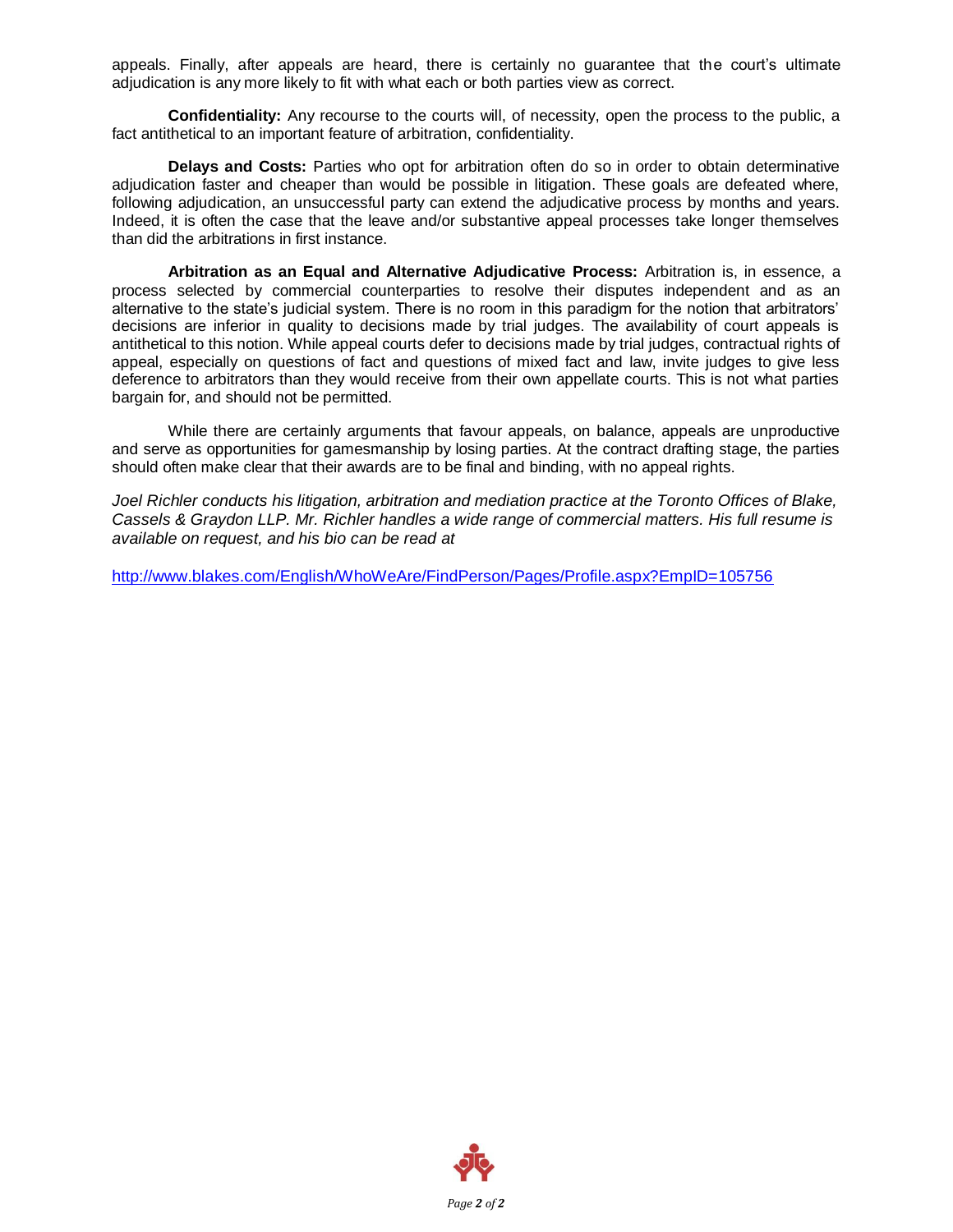appeals. Finally, after appeals are heard, there is certainly no guarantee that the court's ultimate adjudication is any more likely to fit with what each or both parties view as correct.

**Confidentiality:** Any recourse to the courts will, of necessity, open the process to the public, a fact antithetical to an important feature of arbitration, confidentiality.

**Delays and Costs:** Parties who opt for arbitration often do so in order to obtain determinative adjudication faster and cheaper than would be possible in litigation. These goals are defeated where, following adjudication, an unsuccessful party can extend the adjudicative process by months and years. Indeed, it is often the case that the leave and/or substantive appeal processes take longer themselves than did the arbitrations in first instance.

**Arbitration as an Equal and Alternative Adjudicative Process:** Arbitration is, in essence, a process selected by commercial counterparties to resolve their disputes independent and as an alternative to the state's judicial system. There is no room in this paradigm for the notion that arbitrators' decisions are inferior in quality to decisions made by trial judges. The availability of court appeals is antithetical to this notion. While appeal courts defer to decisions made by trial judges, contractual rights of appeal, especially on questions of fact and questions of mixed fact and law, invite judges to give less deference to arbitrators than they would receive from their own appellate courts. This is not what parties bargain for, and should not be permitted.

While there are certainly arguments that favour appeals, on balance, appeals are unproductive and serve as opportunities for gamesmanship by losing parties. At the contract drafting stage, the parties should often make clear that their awards are to be final and binding, with no appeal rights.

*Joel Richler conducts his litigation, arbitration and mediation practice at the Toronto Offices of Blake, Cassels & Graydon LLP. Mr. Richler handles a wide range of commercial matters. His full resume is available on request, and his bio can be read at*

http://www.blakes.com/English/WhoWeAre/FindPerson/Pages/Profile.aspx?EmpID=105756